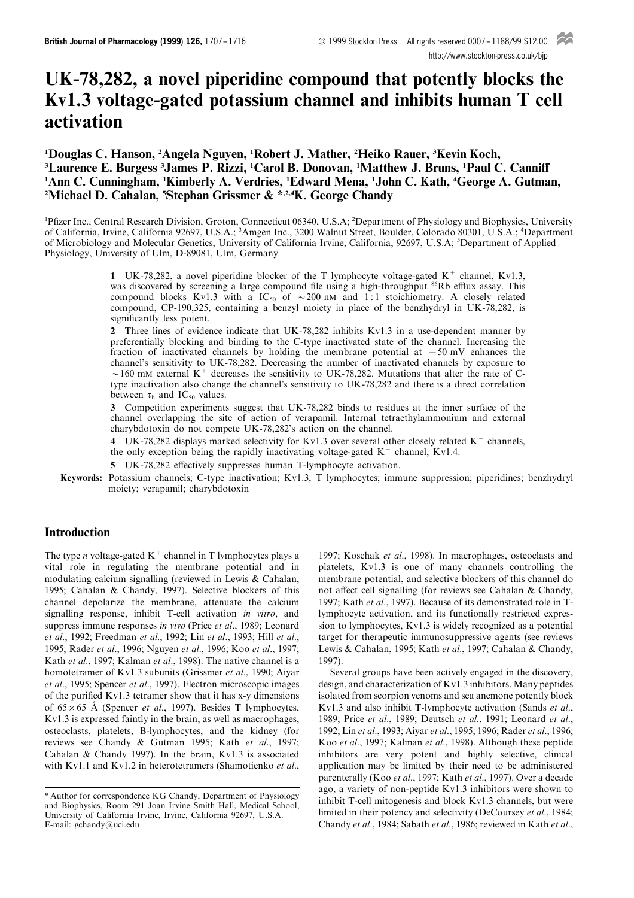# UK-78,282, a novel piperidine compound that potently blocks the Kv1.3 voltage-gated potassium channel and inhibits human T cell activation

[1]Douglas C. Hanson, [2]Angela Nguyen, [1]Robert J. Mather, [2]Heiko Rauer, [3]Kevin Koch, [3]Laurence E. Burgess [3]James P. Rizzi, [1]Carol B. Donovan, [1]Matthew J. Bruns, [1]Paul C. Canniff [1]Ann C. Cunningham, [1]Kimberly A. Verdries, [1]Edward Mena, [1]John C. Kath, [4]George A. Gutman, [2]Michael D. Cahalan, [5]Stephan Grissmer & *,[2,4]K. George Chandy

[1]Pfizer Inc., Central Research Division, Groton, Connecticut 06340, U.S.A; [2]Department of Physiology and Biophysics, University of California, Irvine, California 92697, U.S.A.; [3]Amgen Inc., 3200 Walnut Street, Boulder, Colorado 80301, U.S.A.; [4]Department of Microbiology and Molecular Genetics, University of California Irvine, California, 92697, U.S.A; [5]Department of Applied Physiology, University of Ulm, D-89081, Ulm, Germany

1 UK-78,282, a novel piperidine blocker of the T lymphocyte voltage-gated $K^+$ channel, Kv1.3, was discovered by screening a large compound file using a high-throughput $^{86}$Rb efflux assay. This compound blocks Kv1.3 with a $IC_{50}$ of $\sim$200 nM and 1:1 stoichiometry. A closely related compound, CP-190,325, containing a benzyl moiety in place of the benzhydryl in UK-78,282, is significantly less potent.

2 Three lines of evidence indicate that UK-78,282 inhibits Kv1.3 in a use-dependent manner by preferentially blocking and binding to the C-type inactivated state of the channel. Increasing the fraction of inactivated channels by holding the membrane potential at $-50$ mV enhances the channel's sensitivity to UK-78,282. Decreasing the number of inactivated channels by exposure to $\sim$160 mM external $K^+$ decreases the sensitivity to UK-78,282. Mutations that alter the rate of C-type inactivation also change the channel's sensitivity to UK-78,282 and there is a direct correlation between $\tau_h$ and $IC_{50}$ values.

3 Competition experiments suggest that UK-78,282 binds to residues at the inner surface of the channel overlapping the site of action of verapamil. Internal tetraethylammonium and external charybdotoxin do not compete UK-78,282's action on the channel.

4 UK-78,282 displays marked selectivity for Kv1.3 over several other closely related $K^+$ channels, the only exception being the rapidly inactivating voltage-gated $K^+$ channel, Kv1.4.

5 UK-78,282 effectively suppresses human T-lymphocyte activation.

**Keywords:** Potassium channels; C-type inactivation; Kv1.3; T lymphocytes; immune suppression; piperidines; benzhydryl moiety; verapamil; charybdotoxin

## Introduction

The type *n* voltage-gated $K^+$ channel in T lymphocytes plays a vital role in regulating the membrane potential and in modulating calcium signalling (reviewed in Lewis & Cahalan, 1995; Cahalan & Chandy, 1997). Selective blockers of this channel depolarize the membrane, attenuate the calcium signalling response, inhibit T-cell activation *in vitro*, and suppress immune responses *in vivo* (Price *et al*., 1989; Leonard *et al*., 1992; Freedman *et al*., 1992; Lin *et al*., 1993; Hill *et al*., 1995; Rader *et al*., 1996; Nguyen *et al*., 1996; Koo *et al*., 1997; Kath *et al*., 1997; Kalman *et al*., 1998). The native channel is a homotetramer of Kv1.3 subunits (Grissmer *et al*., 1990; Aiyar *et al*., 1995; Spencer *et al*., 1997). Electron microscopic images of the purified Kv1.3 tetramer show that it has x-y dimensions of $65 \times 65$ Å (Spencer *et al*., 1997). Besides T lymphocytes, Kv1.3 is expressed faintly in the brain, as well as macrophages, osteoclasts, platelets, B-lymphocytes, and the kidney (for reviews see Chandy & Gutman 1995; Kath *et al*., 1997; Cahalan & Chandy 1997). In the brain, Kv1.3 is associated with Kv1.1 and Kv1.2 in heterotetramers (Shamotienko *et al*., 1997; Koschak *et al*., 1998). In macrophages, osteoclasts and platelets, Kv1.3 is one of many channels controlling the membrane potential, and selective blockers of this channel do not affect cell signalling (for reviews see Cahalan & Chandy, 1997; Kath *et al*., 1997). Because of its demonstrated role in T-lymphocyte activation, and its functionally restricted expression to lymphocytes, Kv1.3 is widely recognized as a potential target for therapeutic immunosuppressive agents (see reviews Lewis & Cahalan, 1995; Kath *et al*., 1997; Cahalan & Chandy, 1997).

Several groups have been actively engaged in the discovery, design, and characterization of Kv1.3 inhibitors. Many peptides isolated from scorpion venoms and sea anemone potently block Kv1.3 and also inhibit T-lymphocyte activation (Sands *et al*., 1989; Price *et al*., 1989; Deutsch *et al*., 1991; Leonard *et al*., 1992; Lin *et al*., 1993; Aiyar *et al*., 1995; 1996; Rader *et al*., 1996; Koo *et al*., 1997; Kalman *et al*., 1998). Although these peptide inhibitors are very potent and highly selective, clinical application may be limited by their need to be administered parenterally (Koo *et al*., 1997; Kath *et al*., 1997). Over a decade ago, a variety of non-peptide Kv1.3 inhibitors were shown to inhibit T-cell mitogenesis and block Kv1.3 channels, but were limited in their potency and selectivity (DeCoursey *et al*., 1984; Chandy *et al*., 1984; Sabath *et al*., 1986; reviewed in Kath *et al*.,

*Author for correspondence KG Chandy, Department of Physiology and Biophysics, Room 291 Joan Irvine Smith Hall, Medical School, University of California Irvine, Irvine, California 92697, U.S.A. E-mail: gchandy@uci.edu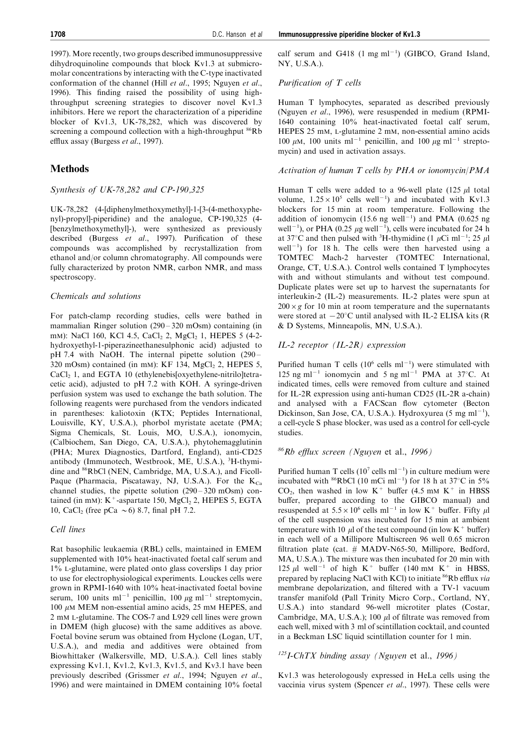1997). More recently, two groups described immunosuppressive dihydroquinoline compounds that block Kv1.3 at submicromolar concentrations by interacting with the C-type inactivated conformation of the channel (Hill *et al*., 1995; Nguyen *et al*., 1996). This finding raised the possibility of using high-throughput screening strategies to discover novel Kv1.3 inhibitors. Here we report the characterization of a piperidine blocker of Kv1.3, UK-78,282, which was discovered by screening a compound collection with a high-throughput $^{86}$Rb efflux assay (Burgess *et al*., 1997).

## Methods

### *Synthesis of UK-78,282 and CP-190,325*

UK-78,282 (4-[diphenylmethoxymethyl]-1-[3-(4-methoxyphenyl)-propyl]-piperidine) and the analogue, CP-190,325 (4-[benzylmethoxymethyl]-), were synthesized as previously described (Burgess *et al*., 1997). Purification of these compounds was accomplished by recrystallization from ethanol and/or column chromatography. All compounds were fully characterized by proton NMR, carbon NMR, and mass spectroscopy.

### *Chemicals and solutions*

For patch-clamp recording studies, cells were bathed in mammalian Ringer solution (290–320 mOsm) containing (in mM): NaCl 160, KCl 4.5, $CaCl_2$ 2, $MgCl_2$ 1, HEPES 5 (4-2-hydroxyethyl-1-piperazineethanesulphonic acid) adjusted to pH 7.4 with NaOH. The internal pipette solution (290–320 mOsm) contained (in mM): KF 134, $MgCl_2$ 2, HEPES 5, $CaCl_2$ 1, and EGTA 10 (ethylenebis[oxyethylene-nitrilo]tetracetic acid), adjusted to pH 7.2 with KOH. A syringe-driven perfusion system was used to exchange the bath solution. The following reagents were purchased from the vendors indicated in parentheses: kaliotoxin (KTX; Peptides International, Louisville, KY, U.S.A.), phorbol myristate acetate (PMA; Sigma Chemicals, St. Louis, MO, U.S.A.), ionomycin, (Calbiochem, San Diego, CA, U.S.A.), phytohemagglutinin (PHA; Murex Diagnostics, Dartford, England), anti-CD25 antibody (Immunotech, Westbrook, ME, U.S.A.), $^{3}$H-thymidine and $^{86}$RbCl (NEN, Cambridge, MA, U.S.A.), and Ficoll-Paque (Pharmacia, Piscataway, NJ, U.S.A.). For the $K_{Ca}$ channel studies, the pipette solution (290–320 mOsm) contained (in mM): $K^+$-aspartate 150, $MgCl_2$ 2, HEPES 5, EGTA 10, $CaCl_2$ (free pCa ~6) 8.7, final pH 7.2.

### *Cell lines*

Rat basophilic leukaemia (RBL) cells, maintained in EMEM supplemented with 10% heat-inactivated foetal calf serum and 1% L-glutamine, were plated onto glass coverslips 1 day prior to use for electrophysiological experiments. Louckes cells were grown in RPMI-1640 with 10% heat-inactivated foetal bovine serum, 100 units ml$^{-1}$ penicillin, 100 $\mu$g ml$^{-1}$ streptomycin, 100 $\mu$M MEM non-essential amino acids, 25 mM HEPES, and 2 mM L-glutamine. The COS-7 and L929 cell lines were grown in DMEM (high glucose) with the same additives as above. Foetal bovine serum was obtained from Hyclone (Logan, UT, U.S.A.), and media and additives were obtained from Biowhittaker (Walkersville, MD, U.S.A.). Cell lines stably expressing Kv1.1, Kv1.2, Kv1.3, Kv1.5, and Kv3.1 have been previously described (Grissmer *et al*., 1994; Nguyen *et al*., 1996) and were maintained in DMEM containing 10% foetal calf serum and G418 (1 mg ml$^{-1}$) (GIBCO, Grand Island, NY, U.S.A.).

### *Purification of T cells*

Human T lymphocytes, separated as described previously (Nguyen *et al*., 1996), were resuspended in medium (RPMI-1640 containing 10% heat-inactivated foetal calf serum, HEPES 25 mM, L-glutamine 2 mM, non-essential amino acids 100 $\mu$M, 100 units ml$^{-1}$ penicillin, and 100 $\mu$g ml$^{-1}$ streptomycin) and used in activation assays.

### *Activation of human T cells by PHA or ionomycin/PMA*

Human T cells were added to a 96-well plate (125 $\mu$l total volume, $1.25\times10^5$ cells well$^{-1}$) and incubated with Kv1.3 blockers for 15 min at room temperature. Following the addition of ionomycin (15.6 ng well$^{-1}$) and PMA (0.625 ng well$^{-1}$), or PHA (0.25 $\mu$g well$^{-1}$), cells were incubated for 24 h at 37°C and then pulsed with $^{3}$H-thymidine (1 $\mu$Ci ml$^{-1}$; 25 $\mu$l well$^{-1}$) for 18 h. The cells were then harvested using a TOMTEC Mach-2 harvester (TOMTEC International, Orange, CT, U.S.A.). Control wells contained T lymphocytes with and without stimulants and without test compound. Duplicate plates were set up to harvest the supernatants for interleukin-2 (IL-2) measurements. IL-2 plates were spun at $200\times g$ for 10 min at room temperature and the supernatants were stored at −20°C until analysed with IL-2 ELISA kits (R & D Systems, Minneapolis, MN, U.S.A.).

### *IL-2 receptor (IL-2R) expression*

Purified human T cells ($10^6$ cells ml$^{-1}$) were stimulated with 125 ng ml$^{-1}$ ionomycin and 5 ng ml$^{-1}$ PMA at 37°C. At indicated times, cells were removed from culture and stained for IL-2R expression using anti-human CD25 (IL-2R a-chain) and analysed with a FACScan flow cytometer (Becton Dickinson, San Jose, CA, U.S.A.). Hydroxyurea (5 mg ml$^{-1}$), a cell-cycle S phase blocker, was used as a control for cell-cycle studies.

### *$^{86}$Rb efflux screen (Nguyen et al., 1996)*

Purified human T cells ($10^7$ cells ml$^{-1}$) in culture medium were incubated with $^{86}$RbCl (10 mCi ml$^{-1}$) for 18 h at 37°C in 5% $CO_2$, then washed in low $K^+$ buffer (4.5 mM $K^+$ in HBSS buffer, prepared according to the GIBCO manual) and resuspended at $5.5\times10^6$ cells ml$^{-1}$ in low $K^+$ buffer. Fifty $\mu$l of the cell suspension was incubated for 15 min at ambient temperature with 10 $\mu$l of the test compound (in low $K^+$ buffer) in each well of a Millipore Multiscreen 96 well 0.65 micron filtration plate (cat. # MADV-N65-50, Millipore, Bedford, MA, U.S.A.). The mixture was then incubated for 20 min with 125 $\mu$l well$^{-1}$ of high $K^+$ buffer (140 mM $K^+$ in HBSS, prepared by replacing NaCl with KCl) to initiate $^{86}$Rb efflux *via* membrane depolarization, and filtered with a TV-1 vacuum transfer manifold (Pall Trinity Micro Corp., Cortland, NY, U.S.A.) into standard 96-well microtiter plates (Costar, Cambridge, MA, U.S.A.); 100 $\mu$l of filtrate was removed from each well, mixed with 3 ml of scintillation cocktail, and counted in a Beckman LSC liquid scintillation counter for 1 min.

### *$^{125}$I-ChTX binding assay (Nguyen et al., 1996)*

Kv1.3 was heterologously expressed in HeLa cells using the vaccinia virus system (Spencer *et al*., 1997). These cells were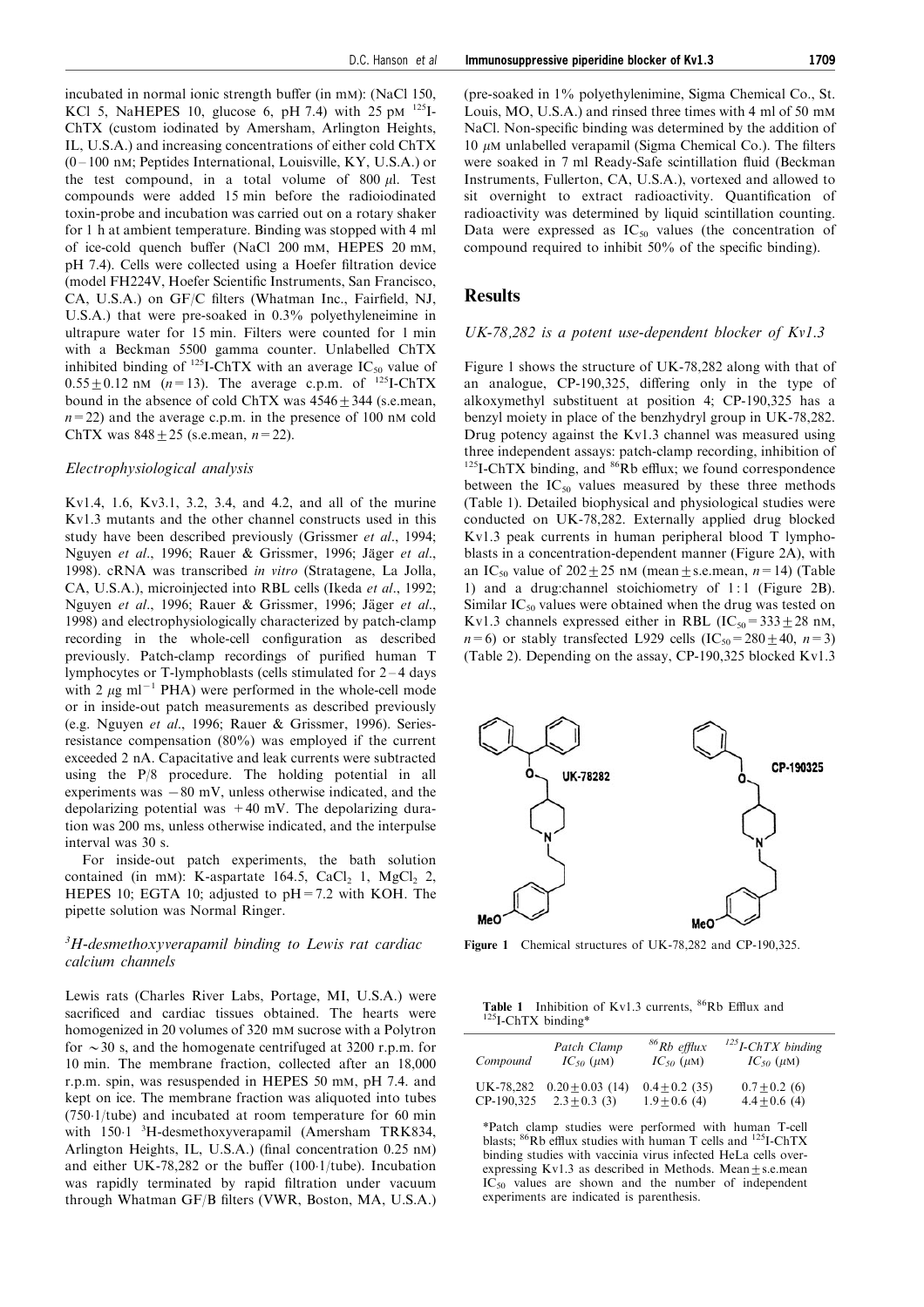incubated in normal ionic strength buffer (in mM): (NaCl 150, KCl 5, NaHEPES 10, glucose 6, pH 7.4) with 25 pM $^{125}$I-ChTX (custom iodinated by Amersham, Arlington Heights, IL, U.S.A.) and increasing concentrations of either cold ChTX (0–100 nM; Peptides International, Louisville, KY, U.S.A.) or the test compound, in a total volume of 800 $\mu$l. Test compounds were added 15 min before the radioiodinated toxin-probe and incubation was carried out on a rotary shaker for 1 h at ambient temperature. Binding was stopped with 4 ml of ice-cold quench buffer (NaCl 200 mM, HEPES 20 mM, pH 7.4). Cells were collected using a Hoefer filtration device (model FH224V, Hoefer Scientific Instruments, San Francisco, CA, U.S.A.) on GF/C filters (Whatman Inc., Fairfield, NJ, U.S.A.) that were pre-soaked in 0.3% polyethyleneimine in ultrapure water for 15 min. Filters were counted for 1 min with a Beckman 5500 gamma counter. Unlabelled ChTX inhibited binding of $^{125}$I-ChTX with an average $IC_{50}$ value of $0.55 \pm 0.12$ nM ($n=13$). The average c.p.m. of $^{125}$I-ChTX bound in the absence of cold ChTX was $4546 \pm 344$ (s.e.mean, $n=22$) and the average c.p.m. in the presence of 100 nM cold ChTX was $848 \pm 25$ (s.e.mean, $n=22$).

### Electrophysiological analysis

Kv1.4, 1.6, Kv3.1, 3.2, 3.4, and 4.2, and all of the murine Kv1.3 mutants and the other channel constructs used in this study have been described previously (Grissmer *et al*., 1994; Nguyen *et al*., 1996; Rauer & Grissmer, 1996; Jäger *et al*., 1998). cRNA was transcribed *in vitro* (Stratagene, La Jolla, CA, U.S.A.), microinjected into RBL cells (Ikeda *et al*., 1992; Nguyen *et al*., 1996; Rauer & Grissmer, 1996; Jäger *et al*., 1998) and electrophysiologically characterized by patch-clamp recording in the whole-cell configuration as described previously. Patch-clamp recordings of purified human T lymphocytes or T-lymphoblasts (cells stimulated for 2–4 days with 2 $\mu$g ml$^{-1}$ PHA) were performed in the whole-cell mode or in inside-out patch measurements as described previously (e.g. Nguyen *et al*., 1996; Rauer & Grissmer, 1996). Series-resistance compensation (80%) was employed if the current exceeded 2 nA. Capacitative and leak currents were subtracted using the P/8 procedure. The holding potential in all experiments was −80 mV, unless otherwise indicated, and the depolarizing potential was +40 mV. The depolarizing duration was 200 ms, unless otherwise indicated, and the interpulse interval was 30 s.

For inside-out patch experiments, the bath solution contained (in mM): K-aspartate 164.5, $CaCl_2$ 1, $MgCl_2$ 2, HEPES 10; EGTA 10; adjusted to pH = 7.2 with KOH. The pipette solution was Normal Ringer.

### $^{3}$H-desmethoxyverapamil binding to Lewis rat cardiac calcium channels

Lewis rats (Charles River Labs, Portage, MI, U.S.A.) were sacrificed and cardiac tissues obtained. The hearts were homogenized in 20 volumes of 320 mM sucrose with a Polytron for ~30 s, and the homogenate centrifuged at 3200 r.p.m. for 10 min. The membrane fraction, collected after an 18,000 r.p.m. spin, was resuspended in HEPES 50 mM, pH 7.4. and kept on ice. The membrane fraction was aliquoted into tubes (750·1/tube) and incubated at room temperature for 60 min with 150·1 $^{3}$H-desmethoxyverapamil (Amersham TRK834, Arlington Heights, IL, U.S.A.) (final concentration 0.25 nM) and either UK-78,282 or the buffer (100·1/tube). Incubation was rapidly terminated by rapid filtration under vacuum through Whatman GF/B filters (VWR, Boston, MA, U.S.A.) (pre-soaked in 1% polyethylenimine, Sigma Chemical Co., St. Louis, MO, U.S.A.) and rinsed three times with 4 ml of 50 mM NaCl. Non-specific binding was determined by the addition of 10 $\mu$M unlabelled verapamil (Sigma Chemical Co.). The filters were soaked in 7 ml Ready-Safe scintillation fluid (Beckman Instruments, Fullerton, CA, U.S.A.), vortexed and allowed to sit overnight to extract radioactivity. Quantification of radioactivity was determined by liquid scintillation counting. Data were expressed as $IC_{50}$ values (the concentration of compound required to inhibit 50% of the specific binding).

## Results

### UK-78,282 is a potent use-dependent blocker of Kv1.3

Figure 1 shows the structure of UK-78,282 along with that of an analogue, CP-190,325, differing only in the type of alkoxymethyl substituent at position 4; CP-190,325 has a benzyl moiety in place of the benzhydryl group in UK-78,282. Drug potency against the Kv1.3 channel was measured using three independent assays: patch-clamp recording, inhibition of $^{125}$I-ChTX binding, and $^{86}$Rb efflux; we found correspondence between the $IC_{50}$ values measured by these three methods (Table 1). Detailed biophysical and physiological studies were conducted on UK-78,282. Externally applied drug blocked Kv1.3 peak currents in human peripheral blood T lymphoblasts in a concentration-dependent manner (Figure 2A), with an $IC_{50}$ value of $202 \pm 25$ nM (mean ± s.e.mean, $n=14$) (Table 1) and a drug:channel stoichiometry of 1:1 (Figure 2B). Similar $IC_{50}$ values were obtained when the drug was tested on Kv1.3 channels expressed either in RBL ($IC_{50} = 333 \pm 28$ nM, $n=6$) or stably transfected L929 cells ($IC_{50} = 280 \pm 40$, $n=3$) (Table 2). Depending on the assay, CP-190,325 blocked Kv1.3

**Figure 1** Chemical structures of UK-78,282 and CP-190,325.

**Table 1** Inhibition of Kv1.3 currents, $^{86}$Rb Efflux and $^{125}$I-ChTX binding*

| Compound | Patch Clamp $IC_{50}$ ($\mu$M) | $^{86}$Rb efflux $IC_{50}$ ($\mu$M) | $^{125}$I-ChTX binding $IC_{50}$ ($\mu$M) |
|---|---|---|---|
| UK-78,282 | $0.20 \pm 0.03$ (14) | $0.4 \pm 0.2$ (35) | $0.7 \pm 0.2$ (6) |
| CP-190,325 | $2.3 \pm 0.3$ (3) | $1.9 \pm 0.6$ (4) | $4.4 \pm 0.6$ (4) |

*Patch clamp studies were performed with human T-cell blasts; $^{86}$Rb efflux studies with human T cells and $^{125}$I-ChTX binding studies with vaccinia virus infected HeLa cells over-expressing Kv1.3 as described in Methods. Mean ± s.e.mean $IC_{50}$ values are shown and the number of independent experiments are indicated is parenthesis.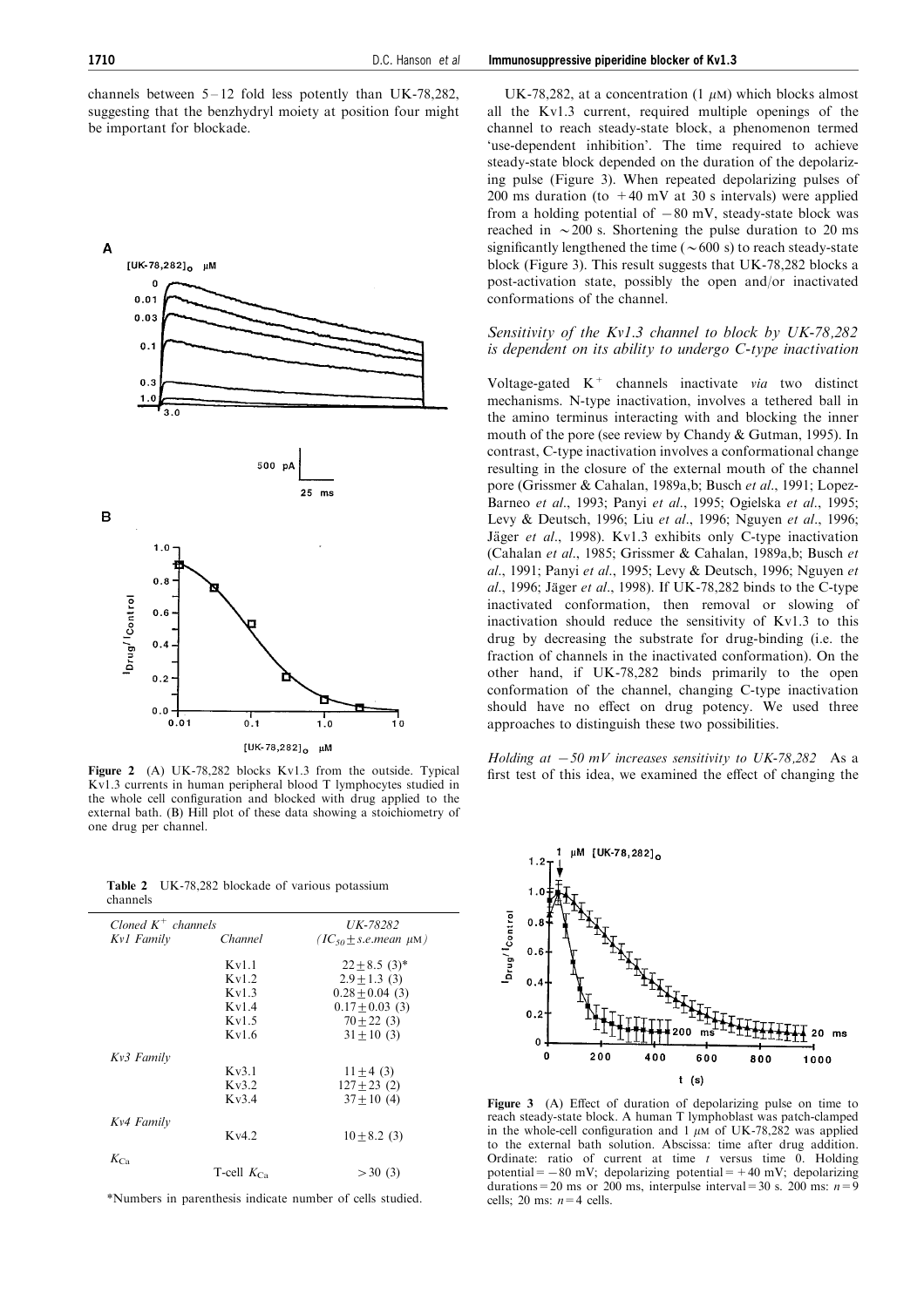channels between 5–12 fold less potently than UK-78,282, suggesting that the benzhydryl moiety at position four might be important for blockade.

**Figure 2** (A) UK-78,282 blocks Kv1.3 from the outside. Typical Kv1.3 currents in human peripheral blood T lymphocytes studied in the whole cell configuration and blocked with drug applied to the external bath. (B) Hill plot of these data showing a stoichiometry of one drug per channel.

**Table 2** UK-78,282 blockade of various potassium channels

| *Cloned $K^+$ channels* *Kv1 Family* | *Channel* | *UK-78282 ($IC_{50}$ ± s.e.mean μM)* |
|---|---|---|
| | Kv1.1 | 22 ± 8.5 (3)* |
| | Kv1.2 | 2.9 ± 1.3 (3) |
| | Kv1.3 | 0.28 ± 0.04 (3) |
| | Kv1.4 | 0.17 ± 0.03 (3) |
| | Kv1.5 | 70 ± 22 (3) |
| | Kv1.6 | 31 ± 10 (3) |
| *Kv3 Family* | | |
| | Kv3.1 | 11 ± 4 (3) |
| | Kv3.2 | 127 ± 23 (2) |
| | Kv3.4 | 37 ± 10 (4) |
| *Kv4 Family* | | |
| | Kv4.2 | 10 ± 8.2 (3) |
| $K_{Ca}$ | | |
| | T-cell $K_{Ca}$ | > 30 (3) |

*Numbers in parenthesis indicate number of cells studied.

UK-78,282, at a concentration (1 μM) which blocks almost all the Kv1.3 current, required multiple openings of the channel to reach steady-state block, a phenomenon termed 'use-dependent inhibition'. The time required to achieve steady-state block depended on the duration of the depolarizing pulse (Figure 3). When repeated depolarizing pulses of 200 ms duration (to +40 mV at 30 s intervals) were applied from a holding potential of −80 mV, steady-state block was reached in ~200 s. Shortening the pulse duration to 20 ms significantly lengthened the time (~600 s) to reach steady-state block (Figure 3). This result suggests that UK-78,282 blocks a post-activation state, possibly the open and/or inactivated conformations of the channel.

### *Sensitivity of the Kv1.3 channel to block by UK-78,282 is dependent on its ability to undergo C-type inactivation*

Voltage-gated $K^+$ channels inactivate *via* two distinct mechanisms. N-type inactivation, involves a tethered ball in the amino terminus interacting with and blocking the inner mouth of the pore (see review by Chandy & Gutman, 1995). In contrast, C-type inactivation involves a conformational change resulting in the closure of the external mouth of the channel pore (Grissmer & Cahalan, 1989a,b; Busch *et al*., 1991; Lopez-Barneo *et al*., 1993; Panyi *et al*., 1995; Ogielska *et al*., 1995; Levy & Deutsch, 1996; Liu *et al*., 1996; Nguyen *et al*., 1996; Jäger *et al*., 1998). Kv1.3 exhibits only C-type inactivation (Cahalan *et al*., 1985; Grissmer & Cahalan, 1989a,b; Busch *et al*., 1991; Panyi *et al*., 1995; Levy & Deutsch, 1996; Nguyen *et al*., 1996; Jäger *et al*., 1998). If UK-78,282 binds to the C-type inactivated conformation, then removal or slowing of inactivation should reduce the sensitivity of Kv1.3 to this drug by decreasing the substrate for drug-binding (i.e. the fraction of channels in the inactivated conformation). On the other hand, if UK-78,282 binds primarily to the open conformation of the channel, changing C-type inactivation should have no effect on drug potency. We used three approaches to distinguish these two possibilities.

*Holding at −50 mV increases sensitivity to UK-78,282* As a first test of this idea, we examined the effect of changing the

**Figure 3** (A) Effect of duration of depolarizing pulse on time to reach steady-state block. A human T lymphoblast was patch-clamped in the whole-cell configuration and 1 μM of UK-78,282 was applied to the external bath solution. Abscissa: time after drug addition. Ordinate: ratio of current at time *t* versus time 0. Holding potential = −80 mV; depolarizing potential = +40 mV; depolarizing durations = 20 ms or 200 ms, interpulse interval = 30 s. 200 ms: *n* = 9 cells; 20 ms: *n* = 4 cells.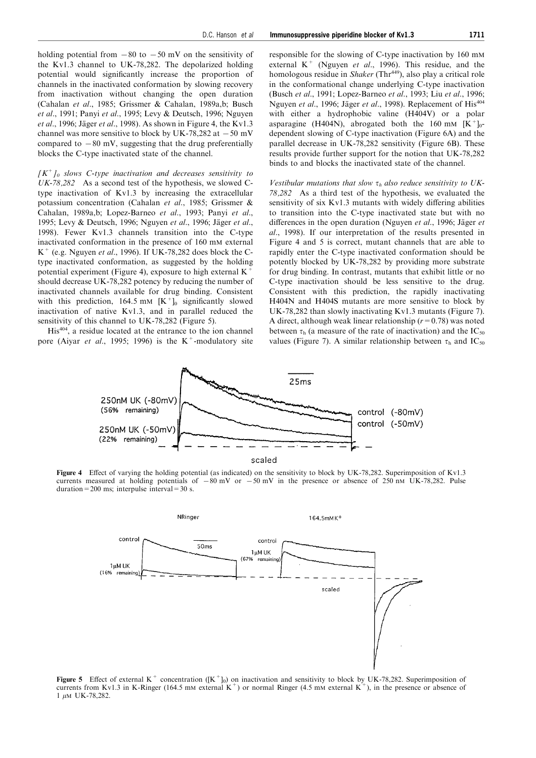holding potential from −80 to −50 mV on the sensitivity of the Kv1.3 channel to UK-78,282. The depolarized holding potential would significantly increase the proportion of channels in the inactivated conformation by slowing recovery from inactivation without changing the open duration (Cahalan *et al*., 1985; Grissmer & Cahalan, 1989a,b; Busch *et al*., 1991; Panyi *et al*., 1995; Levy & Deutsch, 1996; Nguyen *et al*., 1996; Jäger *et al*., 1998). As shown in Figure 4, the Kv1.3 channel was more sensitive to block by UK-78,282 at −50 mV compared to −80 mV, suggesting that the drug preferentially blocks the C-type inactivated state of the channel.

*$[K^+]_0$ slows C-type inactivation and decreases sensitivity to UK-78,282* As a second test of the hypothesis, we slowed C-type inactivation of Kv1.3 by increasing the extracellular potassium concentration (Cahalan *et al*., 1985; Grissmer & Cahalan, 1989a,b; Lopez-Barneo *et al*., 1993; Panyi *et al*., 1995; Levy & Deutsch, 1996; Nguyen *et al*., 1996; Jäger *et al*., 1998). Fewer Kv1.3 channels transition into the C-type inactivated conformation in the presence of 160 mM external $K^+$ (e.g. Nguyen *et al*., 1996). If UK-78,282 does block the C-type inactivated conformation, as suggested by the holding potential experiment (Figure 4), exposure to high external $K^+$ should decrease UK-78,282 potency by reducing the number of inactivated channels available for drug binding. Consistent with this prediction, 164.5 mM $[K^+]_0$ significantly slowed inactivation of native Kv1.3, and in parallel reduced the sensitivity of this channel to UK-78,282 (Figure 5).

$His^{404}$, a residue located at the entrance to the ion channel pore (Aiyar *et al*., 1995; 1996) is the $K^+$-modulatory site responsible for the slowing of C-type inactivation by 160 mM external $K^+$ (Nguyen *et al*., 1996). This residue, and the homologous residue in *Shaker* ($Thr^{449}$), also play a critical role in the conformational change underlying C-type inactivation (Busch *et al*., 1991; Lopez-Barneo *et al*., 1993; Liu *et al*., 1996; Nguyen *et al*., 1996; Jäger *et al*., 1998). Replacement of $His^{404}$ with either a hydrophobic valine (H404V) or a polar asparagine (H404N), abrogated both the 160 mM $[K^+]_0$-dependent slowing of C-type inactivation (Figure 6A) and the parallel decrease in UK-78,282 sensitivity (Figure 6B). These results provide further support for the notion that UK-78,282 binds to and blocks the inactivated state of the channel.

*Vestibular mutations that slow $\tau_h$ also reduce sensitivity to UK-78,282* As a third test of the hypothesis, we evaluated the sensitivity of six Kv1.3 mutants with widely differing abilities to transition into the C-type inactivated state but with no differences in the open duration (Nguyen *et al*., 1996; Jäger *et al*., 1998). If our interpretation of the results presented in Figure 4 and 5 is correct, mutant channels that are able to rapidly enter the C-type inactivated conformation should be potently blocked by UK-78,282 by providing more substrate for drug binding. In contrast, mutants that exhibit little or no C-type inactivation should be less sensitive to the drug. Consistent with this prediction, the rapidly inactivating H404N and H404S mutants are more sensitive to block by UK-78,282 than slowly inactivating Kv1.3 mutants (Figure 7). A direct, although weak linear relationship ($r = 0.78$) was noted between $\tau_h$ (a measure of the rate of inactivation) and the $IC_{50}$ values (Figure 7). A similar relationship between $\tau_h$ and $IC_{50}$

**Figure 4** Effect of varying the holding potential (as indicated) on the sensitivity to block by UK-78,282. Superimposition of Kv1.3 currents measured at holding potentials of −80 mV or −50 mV in the presence or absence of 250 nM UK-78,282. Pulse duration = 200 ms; interpulse interval = 30 s.

**Figure 5** Effect of external $K^+$ concentration ($[K^+]_0$) on inactivation and sensitivity to block by UK-78,282. Superimposition of currents from Kv1.3 in K-Ringer (164.5 mM external $K^+$) or normal Ringer (4.5 mM external $K^+$), in the presence or absence of 1 $\mu$M UK-78,282.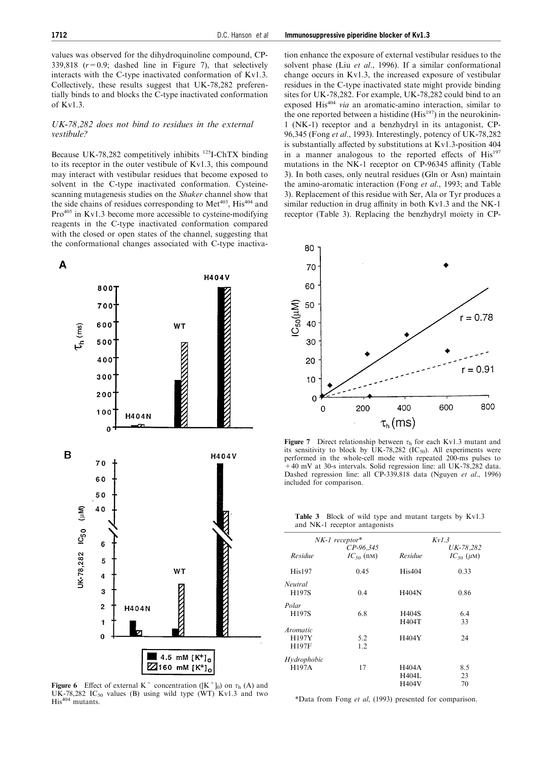values was observed for the dihydroquinoline compound, CP-339,818 ($r=0.9$; dashed line in Figure 7), that selectively interacts with the C-type inactivated conformation of Kv1.3. Collectively, these results suggest that UK-78,282 preferentially binds to and blocks the C-type inactivated conformation of Kv1.3.

### *UK-78,282 does not bind to residues in the external vestibule?*

Because UK-78,282 competitively inhibits $^{125}$I-ChTX binding to its receptor in the outer vestibule of Kv1.3, this compound may interact with vestibular residues that become exposed to solvent in the C-type inactivated conformation. Cysteine-scanning mutagenesis studies on the *Shaker* channel show that the side chains of residues corresponding to Met$^{403}$, His$^{404}$ and Pro$^{405}$ in Kv1.3 become more accessible to cysteine-modifying reagents in the C-type inactivated conformation compared with the closed or open states of the channel, suggesting that the conformational changes associated with C-type inactivation enhance the exposure of external vestibular residues to the solvent phase (Liu *et al*., 1996). If a similar conformational change occurs in Kv1.3, the increased exposure of vestibular residues in the C-type inactivated state might provide binding sites for UK-78,282. For example, UK-78,282 could bind to an exposed His$^{404}$ *via* an aromatic-amino interaction, similar to the one reported between a histidine (His$^{197}$) in the neurokinin-1 (NK-1) receptor and a benzhydryl in its antagonist, CP-96,345 (Fong *et al*., 1993). Interestingly, potency of UK-78,282 is substantially affected by substitutions at Kv1.3-position 404 in a manner analogous to the reported effects of His$^{197}$ mutations in the NK-1 receptor on CP-96345 affinity (Table 3). In both cases, only neutral residues (Gln or Asn) maintain the amino-aromatic interaction (Fong *et al*., 1993; and Table 3). Replacement of this residue with Ser, Ala or Tyr produces a similar reduction in drug affinity in both Kv1.3 and the NK-1 receptor (Table 3). Replacing the benzhydryl moiety in CP-

**Figure 6** Effect of external $K^+$ concentration ($[K^+]_0$) on $\tau_h$ (A) and UK-78,282 $IC_{50}$ values (B) using wild type (WT) Kv1.3 and two His$^{404}$ mutants.

**Figure 7** Direct relationship between $\tau_h$ for each Kv1.3 mutant and its sensitivity to block by UK-78,282 ($IC_{50}$). All experiments were performed in the whole-cell mode with repeated 200-ms pulses to +40 mV at 30-s intervals. Solid regression line: all UK-78,282 data. Dashed regression line: all CP-339,818 data (Nguyen *et al*., 1996) included for comparison.

**Table 3** Block of wild type and mutant targets by Kv1.3 and NK-1 receptor antagonists

| *NK-1 receptor** | | *Kv1.3* | |
|---|---|---|---|
| *Residue* | *CP-96,345* $IC_{50}$ (nM) | *Residue* | *UK-78,282* $IC_{50}$ ($\mu$M) |
| His197 | 0.45 | His404 | 0.33 |
| *Neutral* | | | |
| H197S | 0.4 | H404N | 0.86 |
| *Polar* | | | |
| H197S | 6.8 | H404S | 6.4 |
| | | H404T | 33 |
| *Aromatic* | | | |
| H197Y | 5.2 | H404Y | 24 |
| H197F | 1.2 | | |
| *Hydrophobic* | | | |
| H197A | 17 | H404A | 8.5 |
| | | H404L | 23 |
| | | H404V | 70 |

*Data from Fong *et al*, (1993) presented for comparison.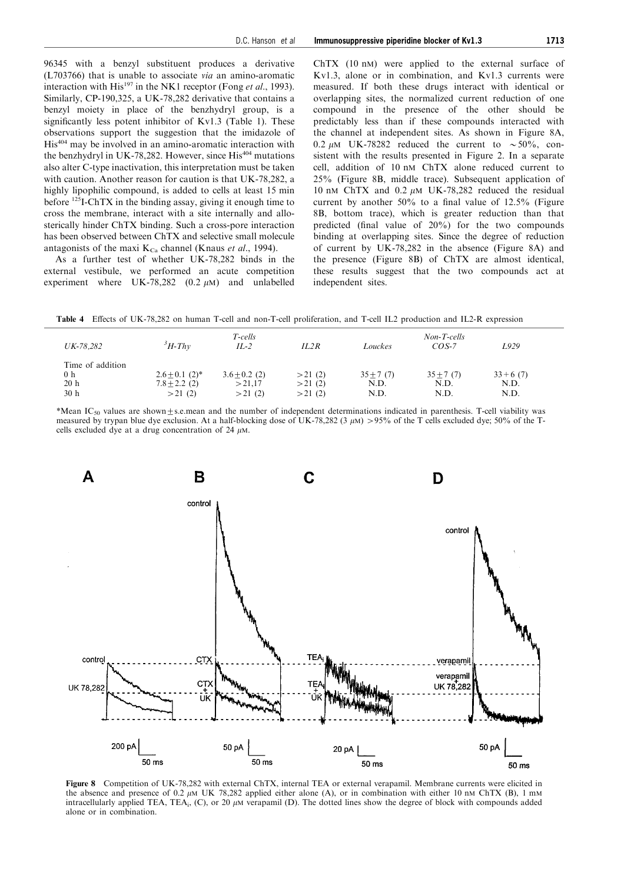96345 with a benzyl substituent produces a derivative (L703766) that is unable to associate *via* an amino-aromatic interaction with His[197] in the NK1 receptor (Fong *et al*., 1993). Similarly, CP-190,325, a UK-78,282 derivative that contains a benzyl moiety in place of the benzhydryl group, is a significantly less potent inhibitor of Kv1.3 (Table 1). These observations support the suggestion that the imidazole of His[404] may be involved in an amino-aromatic interaction with the benzhydryl in UK-78,282. However, since His[404] mutations also alter C-type inactivation, this interpretation must be taken with caution. Another reason for caution is that UK-78,282, a highly lipophilic compound, is added to cells at least 15 min before $^{125}$I-ChTX in the binding assay, giving it enough time to cross the membrane, interact with a site internally and allosterically hinder ChTX binding. Such a cross-pore interaction has been observed between ChTX and selective small molecule antagonists of the maxi $K_{Ca}$ channel (Knaus *et al*., 1994).

As a further test of whether UK-78,282 binds in the external vestibule, we performed an acute competition experiment where UK-78,282 (0.2 $\mu$M) and unlabelled ChTX (10 nM) were applied to the external surface of Kv1.3, alone or in combination, and Kv1.3 currents were measured. If both these drugs interact with identical or overlapping sites, the normalized current reduction of one compound in the presence of the other should be predictably less than if these compounds interacted with the channel at independent sites. As shown in Figure 8A, 0.2 $\mu$M UK-78282 reduced the current to $\sim$50%, consistent with the results presented in Figure 2. In a separate cell, addition of 10 nM ChTX alone reduced current to 25% (Figure 8B, middle trace). Subsequent application of 10 nM ChTX and 0.2 $\mu$M UK-78,282 reduced the residual current by another 50% to a final value of 12.5% (Figure 8B, bottom trace), which is greater reduction than that predicted (final value of 20%) for the two compounds binding at overlapping sites. Since the degree of reduction of current by UK-78,282 in the absence (Figure 8A) and the presence (Figure 8B) of ChTX are almost identical, these results suggest that the two compounds act at independent sites.

**Table 4** Effects of UK-78,282 on human T-cell and non-T-cell proliferation, and T-cell IL2 production and IL2-R expression

| *UK-78,282* | *T-cells* $^3$*H-Thy* | *IL-2* | *IL2R* | *Non-T-cells* *Louckes* | *COS-7* | *L929* |
|---|---|---|---|---|---|---|
| Time of addition | | | | | | |
| 0 h | 2.6±0.1 (2)* | 3.6±0.2 (2) | >21 (2) | 35±7 (7) | 35±7 (7) | 33+6 (7) |
| 20 h | 7.8±2.2 (2) | >21,17 | >21 (2) | N.D. | N.D. | N.D. |
| 30 h | >21 (2) | >21 (2) | >21 (2) | N.D. | N.D. | N.D. |

*Mean $IC_{50}$ values are shown±s.e.mean and the number of independent determinations indicated in parenthesis. T-cell viability was measured by trypan blue dye exclusion. At a half-blocking dose of UK-78,282 (3 $\mu$M) >95% of the T cells excluded dye; 50% of the T-cells excluded dye at a drug concentration of 24 $\mu$M.

**Figure 8** Competition of UK-78,282 with external ChTX, internal TEA or external verapamil. Membrane currents were elicited in the absence and presence of 0.2 $\mu$M UK 78,282 applied either alone (A), or in combination with either 10 nM ChTX (B), 1 mM intracellularly applied TEA, $TEA_i$, (C), or 20 $\mu$M verapamil (D). The dotted lines show the degree of block with compounds added alone or in combination.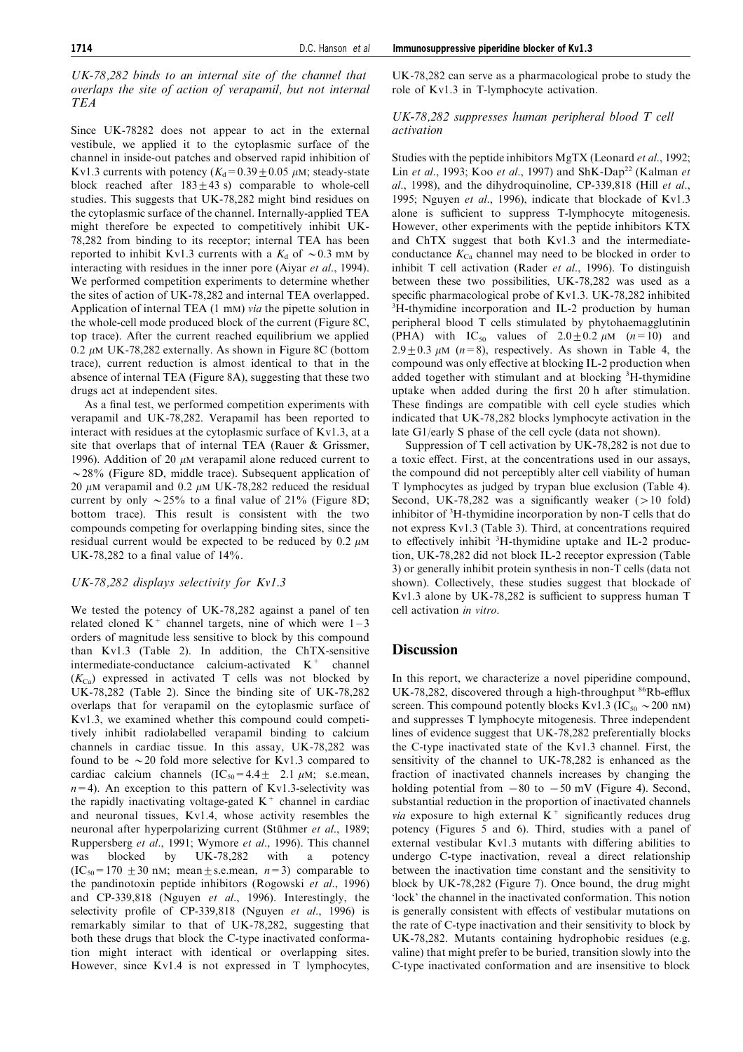### *UK-78,282 binds to an internal site of the channel that overlaps the site of action of verapamil, but not internal TEA*

Since UK-78282 does not appear to act in the external vestibule, we applied it to the cytoplasmic surface of the channel in inside-out patches and observed rapid inhibition of Kv1.3 currents with potency ($K_d = 0.39 \pm 0.05$ μM; steady-state block reached after $183 \pm 43$ s) comparable to whole-cell studies. This suggests that UK-78,282 might bind residues on the cytoplasmic surface of the channel. Internally-applied TEA might therefore be expected to competitively inhibit UK-78,282 from binding to its receptor; internal TEA has been reported to inhibit Kv1.3 currents with a $K_d$ of ~0.3 mM by interacting with residues in the inner pore (Aiyar *et al*., 1994). We performed competition experiments to determine whether the sites of action of UK-78,282 and internal TEA overlapped. Application of internal TEA (1 mM) *via* the pipette solution in the whole-cell mode produced block of the current (Figure 8C, top trace). After the current reached equilibrium we applied 0.2 μM UK-78,282 externally. As shown in Figure 8C (bottom trace), current reduction is almost identical to that in the absence of internal TEA (Figure 8A), suggesting that these two drugs act at independent sites.

As a final test, we performed competition experiments with verapamil and UK-78,282. Verapamil has been reported to interact with residues at the cytoplasmic surface of Kv1.3, at a site that overlaps that of internal TEA (Rauer & Grissmer, 1996). Addition of 20 μM verapamil alone reduced current to ~28% (Figure 8D, middle trace). Subsequent application of 20 μM verapamil and 0.2 μM UK-78,282 reduced the residual current by only ~25% to a final value of 21% (Figure 8D; bottom trace). This result is consistent with the two compounds competing for overlapping binding sites, since the residual current would be expected to be reduced by 0.2 μM UK-78,282 to a final value of 14%.

### *UK-78,282 displays selectivity for Kv1.3*

We tested the potency of UK-78,282 against a panel of ten related cloned $K^+$ channel targets, nine of which were 1–3 orders of magnitude less sensitive to block by this compound than Kv1.3 (Table 2). In addition, the ChTX-sensitive intermediate-conductance calcium-activated $K^+$ channel ($K_{Ca}$) expressed in activated T cells was not blocked by UK-78,282 (Table 2). Since the binding site of UK-78,282 overlaps that for verapamil on the cytoplasmic surface of Kv1.3, we examined whether this compound could competitively inhibit radiolabelled verapamil binding to calcium channels in cardiac tissue. In this assay, UK-78,282 was found to be ~20 fold more selective for Kv1.3 compared to cardiac calcium channels ($IC_{50} = 4.4 \pm 2.1$ μM; s.e.mean, $n = 4$). An exception to this pattern of Kv1.3-selectivity was the rapidly inactivating voltage-gated $K^+$ channel in cardiac and neuronal tissues, Kv1.4, whose activity resembles the neuronal after hyperpolarizing current (Stühmer *et al*., 1989; Ruppersberg *et al*., 1991; Wymore *et al*., 1996). This channel was blocked by UK-78,282 with a potency ($IC_{50} = 170 \pm 30$ nM; mean ± s.e.mean, $n = 3$) comparable to the pandinotoxin peptide inhibitors (Rogowski *et al*., 1996) and CP-339,818 (Nguyen *et al*., 1996). Interestingly, the selectivity profile of CP-339,818 (Nguyen *et al*., 1996) is remarkably similar to that of UK-78,282, suggesting that both these drugs that block the C-type inactivated conformation might interact with identical or overlapping sites. However, since Kv1.4 is not expressed in T lymphocytes, UK-78,282 can serve as a pharmacological probe to study the role of Kv1.3 in T-lymphocyte activation.

### *UK-78,282 suppresses human peripheral blood T cell activation*

Studies with the peptide inhibitors MgTX (Leonard *et al*., 1992; Lin *et al*., 1993; Koo *et al*., 1997) and ShK-Dap[22] (Kalman *et al*., 1998), and the dihydroquinoline, CP-339,818 (Hill *et al*., 1995; Nguyen *et al*., 1996), indicate that blockade of Kv1.3 alone is sufficient to suppress T-lymphocyte mitogenesis. However, other experiments with the peptide inhibitors KTX and ChTX suggest that both Kv1.3 and the intermediate-conductance $K_{Ca}$ channel may need to be blocked in order to inhibit T cell activation (Rader *et al*., 1996). To distinguish between these two possibilities, UK-78,282 was used as a specific pharmacological probe of Kv1.3. UK-78,282 inhibited $^3$H-thymidine incorporation and IL-2 production by human peripheral blood T cells stimulated by phytohaemagglutinin (PHA) with $IC_{50}$ values of $2.0 \pm 0.2$ μM ($n = 10$) and $2.9 \pm 0.3$ μM ($n = 8$), respectively. As shown in Table 4, the compound was only effective at blocking IL-2 production when added together with stimulant and at blocking $^3$H-thymidine uptake when added during the first 20 h after stimulation. These findings are compatible with cell cycle studies which indicated that UK-78,282 blocks lymphocyte activation in the late G1/early S phase of the cell cycle (data not shown).

Suppression of T cell activation by UK-78,282 is not due to a toxic effect. First, at the concentrations used in our assays, the compound did not perceptibly alter cell viability of human T lymphocytes as judged by trypan blue exclusion (Table 4). Second, UK-78,282 was a significantly weaker (>10 fold) inhibitor of $^3$H-thymidine incorporation by non-T cells that do not express Kv1.3 (Table 3). Third, at concentrations required to effectively inhibit $^3$H-thymidine uptake and IL-2 production, UK-78,282 did not block IL-2 receptor expression (Table 3) or generally inhibit protein synthesis in non-T cells (data not shown). Collectively, these studies suggest that blockade of Kv1.3 alone by UK-78,282 is sufficient to suppress human T cell activation *in vitro*.

## Discussion

In this report, we characterize a novel piperidine compound, UK-78,282, discovered through a high-throughput $^{86}$Rb-efflux screen. This compound potently blocks Kv1.3 ($IC_{50}$ ~200 nM) and suppresses T lymphocyte mitogenesis. Three independent lines of evidence suggest that UK-78,282 preferentially blocks the C-type inactivated state of the Kv1.3 channel. First, the sensitivity of the channel to UK-78,282 is enhanced as the fraction of inactivated channels increases by changing the holding potential from −80 to −50 mV (Figure 4). Second, substantial reduction in the proportion of inactivated channels *via* exposure to high external $K^+$ significantly reduces drug potency (Figures 5 and 6). Third, studies with a panel of external vestibular Kv1.3 mutants with differing abilities to undergo C-type inactivation, reveal a direct relationship between the inactivation time constant and the sensitivity to block by UK-78,282 (Figure 7). Once bound, the drug might 'lock' the channel in the inactivated conformation. This notion is generally consistent with effects of vestibular mutations on the rate of C-type inactivation and their sensitivity to block by UK-78,282. Mutants containing hydrophobic residues (e.g. valine) that might prefer to be buried, transition slowly into the C-type inactivated conformation and are insensitive to block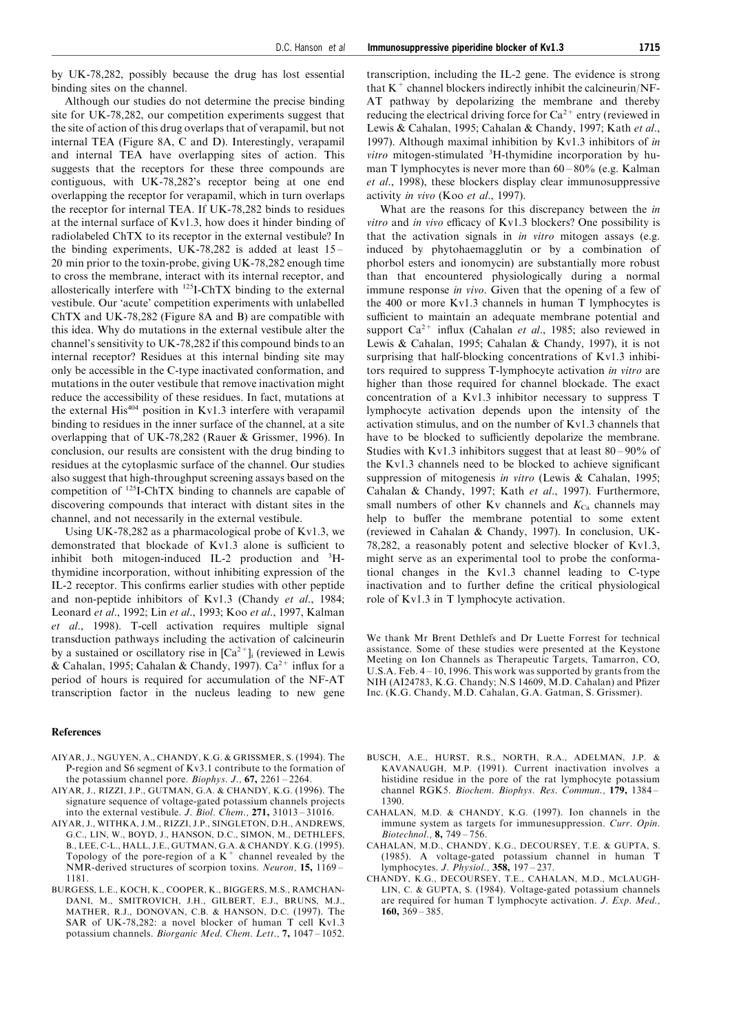by UK-78,282, possibly because the drug has lost essential binding sites on the channel.

Although our studies do not determine the precise binding site for UK-78,282, our competition experiments suggest that the site of action of this drug overlaps that of verapamil, but not internal TEA (Figure 8A, C and D). Interestingly, verapamil and internal TEA have overlapping sites of action. This suggests that the receptors for these three compounds are contiguous, with UK-78,282's receptor being at one end overlapping the receptor for verapamil, which in turn overlaps the receptor for internal TEA. If UK-78,282 binds to residues at the internal surface of Kv1.3, how does it hinder binding of radiolabeled ChTX to its receptor in the external vestibule? In the binding experiments, UK-78,282 is added at least 15 – 20 min prior to the toxin-probe, giving UK-78,282 enough time to cross the membrane, interact with its internal receptor, and allosterically interfere with $^{125}$I-ChTX binding to the external vestibule. Our 'acute' competition experiments with unlabelled ChTX and UK-78,282 (Figure 8A and B) are compatible with this idea. Why do mutations in the external vestibule alter the channel's sensitivity to UK-78,282 if this compound binds to an internal receptor? Residues at this internal binding site may only be accessible in the C-type inactivated conformation, and mutations in the outer vestibule that remove inactivation might reduce the accessibility of these residues. In fact, mutations at the external His$^{404}$ position in Kv1.3 interfere with verapamil binding to residues in the inner surface of the channel, at a site overlapping that of UK-78,282 (Rauer & Grissmer, 1996). In conclusion, our results are consistent with the drug binding to residues at the cytoplasmic surface of the channel. Our studies also suggest that high-throughput screening assays based on the competition of $^{125}$I-ChTX binding to channels are capable of discovering compounds that interact with distant sites in the channel, and not necessarily in the external vestibule.

Using UK-78,282 as a pharmacological probe of Kv1.3, we demonstrated that blockade of Kv1.3 alone is sufficient to inhibit both mitogen-induced IL-2 production and $^{3}$H-thymidine incorporation, without inhibiting expression of the IL-2 receptor. This confirms earlier studies with other peptide and non-peptide inhibitors of Kv1.3 (Chandy *et al*., 1984; Leonard *et al*., 1992; Lin *et al*., 1993; Koo *et al*., 1997, Kalman *et al*., 1998). T-cell activation requires multiple signal transduction pathways including the activation of calcineurin by a sustained or oscillatory rise in $[Ca^{2+}]_i$ (reviewed in Lewis & Cahalan, 1995; Cahalan & Chandy, 1997). $Ca^{2+}$ influx for a period of hours is required for accumulation of the NF-AT transcription factor in the nucleus leading to new gene transcription, including the IL-2 gene. The evidence is strong that $K^+$ channel blockers indirectly inhibit the calcineurin/NF-AT pathway by depolarizing the membrane and thereby reducing the electrical driving force for $Ca^{2+}$ entry (reviewed in Lewis & Cahalan, 1995; Cahalan & Chandy, 1997; Kath *et al*., 1997). Although maximal inhibition by Kv1.3 inhibitors of *in vitro* mitogen-stimulated $^{3}$H-thymidine incorporation by human T lymphocytes is never more than 60 – 80% (e.g. Kalman *et al*., 1998), these blockers display clear immunosuppressive activity *in vivo* (Koo *et al*., 1997).

What are the reasons for this discrepancy between the *in vitro* and *in vivo* efficacy of Kv1.3 blockers? One possibility is that the activation signals in *in vitro* mitogen assays (e.g. induced by phytohaemagglutin or by a combination of phorbol esters and ionomycin) are substantially more robust than that encountered physiologically during a normal immune response *in vivo*. Given that the opening of a few of the 400 or more Kv1.3 channels in human T lymphocytes is sufficient to maintain an adequate membrane potential and support $Ca^{2+}$ influx (Cahalan *et al*., 1985; also reviewed in Lewis & Cahalan, 1995; Cahalan & Chandy, 1997), it is not surprising that half-blocking concentrations of Kv1.3 inhibitors required to suppress T-lymphocyte activation *in vitro* are higher than those required for channel blockade. The exact concentration of a Kv1.3 inhibitor necessary to suppress T lymphocyte activation depends upon the intensity of the activation stimulus, and on the number of Kv1.3 channels that have to be blocked to sufficiently depolarize the membrane. Studies with Kv1.3 inhibitors suggest that at least 80 – 90% of the Kv1.3 channels need to be blocked to achieve significant suppression of mitogenesis *in vitro* (Lewis & Cahalan, 1995; Cahalan & Chandy, 1997; Kath *et al*., 1997). Furthermore, small numbers of other Kv channels and $K_{Ca}$ channels may help to buffer the membrane potential to some extent (reviewed in Cahalan & Chandy, 1997). In conclusion, UK-78,282, a reasonably potent and selective blocker of Kv1.3, might serve as an experimental tool to probe the conformational changes in the Kv1.3 channel leading to C-type inactivation and to further define the critical physiological role of Kv1.3 in T lymphocyte activation.

We thank Mr Brent Dethlefs and Dr Luette Forrest for technical assistance. Some of these studies were presented at the Keystone Meeting on Ion Channels as Therapeutic Targets, Tamarron, CO, U.S.A. Feb. 4 – 10, 1996. This work was supported by grants from the NIH (AI24783, K.G. Chandy; N.S 14609, M.D. Cahalan) and Pfizer Inc. (K.G. Chandy, M.D. Cahalan, G.A. Gatman, S. Grissmer).

## References

AIYAR, J., NGUYEN, A., CHANDY, K.G. & GRISSMER, S. (1994). The P-region and S6 segment of Kv3.1 contribute to the formation of the potassium channel pore. *Biophys. J.,* **67,** 2261 – 2264.

AIYAR, J., RIZZI, J.P., GUTMAN, G.A. & CHANDY, K.G. (1996). The signature sequence of voltage-gated potassium channels projects into the external vestibule. *J. Biol. Chem.,* **271,** 31013 – 31016.

AIYAR, J., WITHKA, J.M., RIZZI, J.P., SINGLETON, D.H., ANDREWS, G.C., LIN, W., BOYD, J., HANSON, D.C., SIMON, M., DETHLEFS, B., LEE, C-L., HALL, J.E., GUTMAN, G.A. & CHANDY. K.G. (1995). Topology of the pore-region of a $K^+$ channel revealed by the NMR-derived structures of scorpion toxins. *Neuron,* **15,** 1169 – 1181.

BURGESS, L.E., KOCH, K., COOPER, K., BIGGERS, M.S., RAMCHANDANI, M., SMITROVICH, J.H., GILBERT, E.J., BRUNS, M.J., MATHER, R.J., DONOVAN, C.B. & HANSON, D.C. (1997). The SAR of UK-78,282: a novel blocker of human T cell Kv1.3 potassium channels. *Biorganic Med. Chem. Lett.,* **7,** 1047 – 1052.

BUSCH, A.E., HURST, R.S., NORTH, R.A., ADELMAN, J.P. & KAVANAUGH, M.P. (1991). Current inactivation involves a histidine residue in the pore of the rat lymphocyte potassium channel RGK5. *Biochem. Biophys. Res. Commun.,* **179,** 1384 – 1390.

CAHALAN, M.D. & CHANDY, K.G. (1997). Ion channels in the immune system as targets for immunesuppression. *Curr. Opin. Biotechnol.,* **8,** 749 – 756.

CAHALAN, M.D., CHANDY, K.G., DECOURSEY, T.E. & GUPTA, S. (1985). A voltage-gated potassium channel in human T lymphocytes. *J. Physiol.,* **358,** 197 – 237.

CHANDY, K.G., DECOURSEY, T.E., CAHALAN, M.D., MCLAUGHLIN, C. & GUPTA, S. (1984). Voltage-gated potassium channels are required for human T lymphocyte activation. *J. Exp. Med.,* **160,** 369 – 385.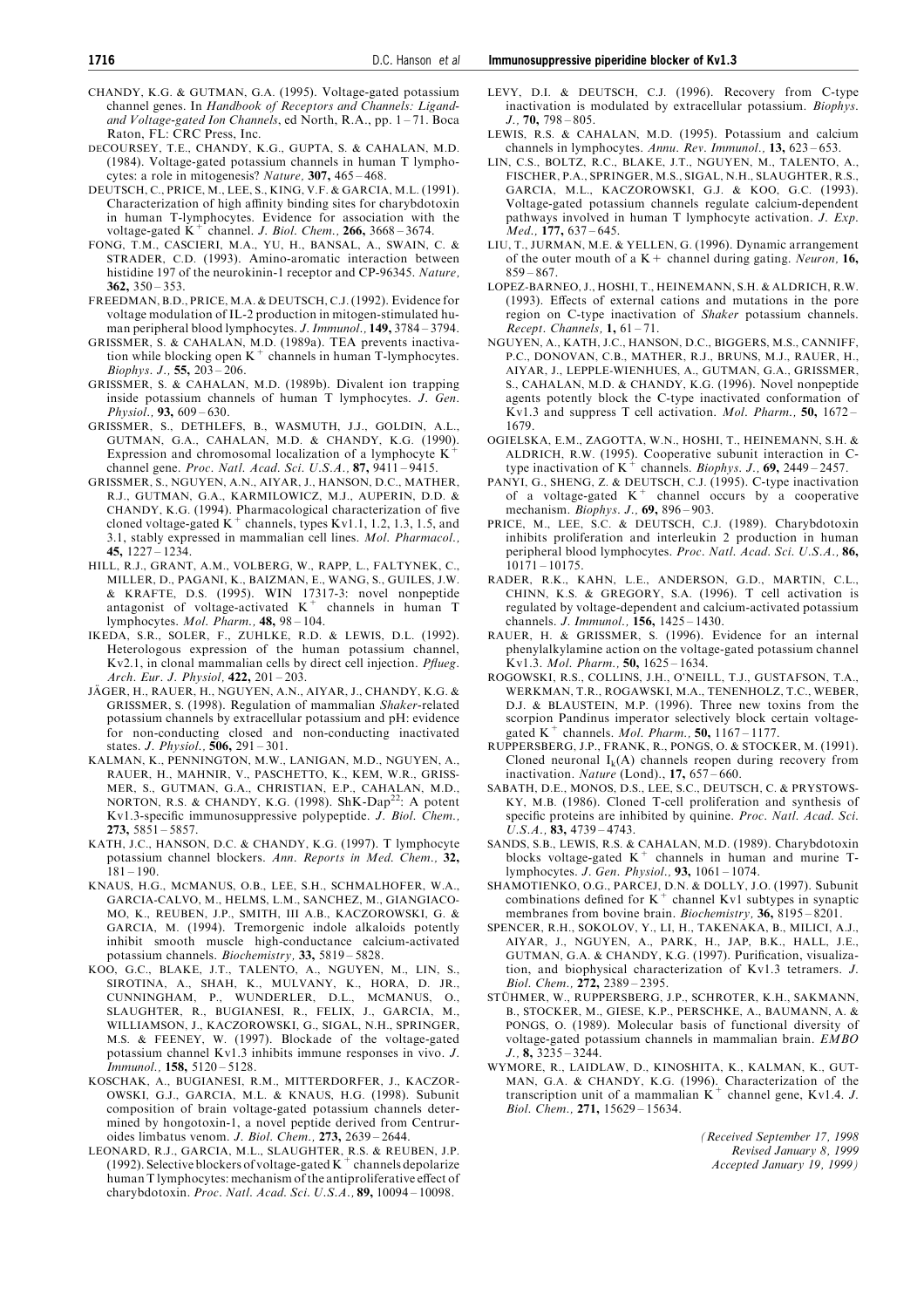CHANDY, K.G. & GUTMAN, G.A. (1995). Voltage-gated potassium channel genes. In *Handbook of Receptors and Channels: Ligand- and Voltage-gated Ion Channels*, ed North, R.A., pp. 1–71. Boca Raton, FL: CRC Press, Inc.

DECOURSEY, T.E., CHANDY, K.G., GUPTA, S. & CAHALAN, M.D. (1984). Voltage-gated potassium channels in human T lymphocytes: a role in mitogenesis? *Nature*, **307,** 465–468.

DEUTSCH, C., PRICE, M., LEE, S., KING, V.F. & GARCIA, M.L. (1991). Characterization of high affinity binding sites for charybdotoxin in human T-lymphocytes. Evidence for association with the voltage-gated $K^+$ channel. *J. Biol. Chem.,* **266,** 3668–3674.

FONG, T.M., CASCIERI, M.A., YU, H., BANSAL, A., SWAIN, C. & STRADER, C.D. (1993). Amino-aromatic interaction between histidine 197 of the neurokinin-1 receptor and CP-96345. *Nature,* **362,** 350–353.

FREEDMAN, B.D., PRICE, M.A. & DEUTSCH, C.J. (1992). Evidence for voltage modulation of IL-2 production in mitogen-stimulated human peripheral blood lymphocytes. *J. Immunol.,* **149,** 3784–3794.

GRISSMER, S. & CAHALAN, M.D. (1989a). TEA prevents inactivation while blocking open $K^+$ channels in human T-lymphocytes. *Biophys. J.,* **55,** 203–206.

GRISSMER, S. & CAHALAN, M.D. (1989b). Divalent ion trapping inside potassium channels of human T lymphocytes. *J. Gen. Physiol.,* **93,** 609–630.

GRISSMER, S., DETHLEFS, B., WASMUTH, J.J., GOLDIN, A.L., GUTMAN, G.A., CAHALAN, M.D. & CHANDY, K.G. (1990). Expression and chromosomal localization of a lymphocyte $K^+$ channel gene. *Proc. Natl. Acad. Sci. U.S.A.,* **87,** 9411–9415.

GRISSMER, S., NGUYEN, A.N., AIYAR, J., HANSON, D.C., MATHER, R.J., GUTMAN, G.A., KARMILOWICZ, M.J., AUPERIN, D.D. & CHANDY, K.G. (1994). Pharmacological characterization of five cloned voltage-gated $K^+$ channels, types Kv1.1, 1.2, 1.3, 1.5, and 3.1, stably expressed in mammalian cell lines. *Mol. Pharmacol.,* **45,** 1227–1234.

HILL, R.J., GRANT, A.M., VOLBERG, W., RAPP, L., FALTYNEK, C., MILLER, D., PAGANI, K., BAIZMAN, E., WANG, S., GUILES, J.W. & KRAFTE, D.S. (1995). WIN 17317-3: novel nonpeptide antagonist of voltage-activated $K^+$ channels in human T lymphocytes. *Mol. Pharm.,* **48,** 98–104.

IKEDA, S.R., SOLER, F., ZUHLKE, R.D. & LEWIS, D.L. (1992). Heterologous expression of the human potassium channel, Kv2.1, in clonal mammalian cells by direct cell injection. *Pflueg. Arch. Eur. J. Physiol,* **422,** 201–203.

JÄGER, H., RAUER, H., NGUYEN, A.N., AIYAR, J., CHANDY, K.G. & GRISSMER, S. (1998). Regulation of mammalian *Shaker*-related potassium channels by extracellular potassium and pH: evidence for non-conducting closed and non-conducting inactivated states. *J. Physiol.,* **506,** 291–301.

KALMAN, K., PENNINGTON, M.W., LANIGAN, M.D., NGUYEN, A., RAUER, H., MAHNIR, V., PASCHETTO, K., KEM, W.R., GRISSMER, S., GUTMAN, G.A., CHRISTIAN, E.P., CAHALAN, M.D., NORTON, R.S. & CHANDY, K.G. (1998). ShK-Dap[22]: A potent Kv1.3-specific immunosuppressive polypeptide. *J. Biol. Chem.,* **273,** 5851–5857.

KATH, J.C., HANSON, D.C. & CHANDY, K.G. (1997). T lymphocyte potassium channel blockers. *Ann. Reports in Med. Chem.,* **32,** 181–190.

KNAUS, H.G., MCMANUS, O.B., LEE, S.H., SCHMALHOFER, W.A., GARCIA-CALVO, M., HELMS, L.M., SANCHEZ, M., GIANGIACOMO, K., REUBEN, J.P., SMITH, III A.B., KACZOROWSKI, G. & GARCIA, M. (1994). Tremorgenic indole alkaloids potently inhibit smooth muscle high-conductance calcium-activated potassium channels. *Biochemistry,* **33,** 5819–5828.

KOO, G.C., BLAKE, J.T., TALENTO, A., NGUYEN, M., LIN, S., SIROTINA, A., SHAH, K., MULVANY, K., HORA, D. JR., CUNNINGHAM, P., WUNDERLER, D.L., MCMANUS, O., SLAUGHTER, R., BUGIANESI, R., FELIX, J., GARCIA, M., WILLIAMSON, J., KACZOROWSKI, G., SIGAL, N.H., SPRINGER, M.S. & FEENEY, W. (1997). Blockade of the voltage-gated potassium channel Kv1.3 inhibits immune responses in vivo. *J. Immunol.,* **158,** 5120–5128.

KOSCHAK, A., BUGIANESI, R.M., MITTERDORFER, J., KACZOROWSKI, G.J., GARCIA, M.L. & KNAUS, H.G. (1998). Subunit composition of brain voltage-gated potassium channels determined by hongotoxin-1, a novel peptide derived from Centruroides limbatus venom. *J. Biol. Chem.,* **273,** 2639–2644.

LEONARD, R.J., GARCIA, M.L., SLAUGHTER, R.S. & REUBEN, J.P. (1992). Selective blockers of voltage-gated $K^+$ channels depolarize human T lymphocytes: mechanism of the antiproliferative effect of charybdotoxin. *Proc. Natl. Acad. Sci. U.S.A.,* **89,** 10094–10098.

LEVY, D.I. & DEUTSCH, C.J. (1996). Recovery from C-type inactivation is modulated by extracellular potassium. *Biophys. J.,* **70,** 798–805.

LEWIS, R.S. & CAHALAN, M.D. (1995). Potassium and calcium channels in lymphocytes. *Annu. Rev. Immunol.,* **13,** 623–653.

LIN, C.S., BOLTZ, R.C., BLAKE, J.T., NGUYEN, M., TALENTO, A., FISCHER, P.A., SPRINGER, M.S., SIGAL, N.H., SLAUGHTER, R.S., GARCIA, M.L., KACZOROWSKI, G.J. & KOO, G.C. (1993). Voltage-gated potassium channels regulate calcium-dependent pathways involved in human T lymphocyte activation. *J. Exp. Med.,* **177,** 637–645.

LIU, T., JURMAN, M.E. & YELLEN, G. (1996). Dynamic arrangement of the outer mouth of a K+ channel during gating. *Neuron,* **16,** 859–867.

LOPEZ-BARNEO, J., HOSHI, T., HEINEMANN, S.H. & ALDRICH, R.W. (1993). Effects of external cations and mutations in the pore region on C-type inactivation of *Shaker* potassium channels. *Recept. Channels,* **1,** 61–71.

NGUYEN, A., KATH, J.C., HANSON, D.C., BIGGERS, M.S., CANNIFF, P.C., DONOVAN, C.B., MATHER, R.J., BRUNS, M.J., RAUER, H., AIYAR, J., LEPPLE-WIENHUES, A., GUTMAN, G.A., GRISSMER, S., CAHALAN, M.D. & CHANDY, K.G. (1996). Novel nonpeptide agents potently block the C-type inactivated conformation of Kv1.3 and suppress T cell activation. *Mol. Pharm.,* **50,** 1672–1679.

OGIELSKA, E.M., ZAGOTTA, W.N., HOSHI, T., HEINEMANN, S.H. & ALDRICH, R.W. (1995). Cooperative subunit interaction in C-type inactivation of $K^+$ channels. *Biophys. J.,* **69,** 2449–2457.

PANYI, G., SHENG, Z. & DEUTSCH, C.J. (1995). C-type inactivation of a voltage-gated $K^+$ channel occurs by a cooperative mechanism. *Biophys. J.,* **69,** 896–903.

PRICE, M., LEE, S.C. & DEUTSCH, C.J. (1989). Charybdotoxin inhibits proliferation and interleukin 2 production in human peripheral blood lymphocytes. *Proc. Natl. Acad. Sci. U.S.A.,* **86,** 10171–10175.

RADER, R.K., KAHN, L.E., ANDERSON, G.D., MARTIN, C.L., CHINN, K.S. & GREGORY, S.A. (1996). T cell activation is regulated by voltage-dependent and calcium-activated potassium channels. *J. Immunol.,* **156,** 1425–1430.

RAUER, H. & GRISSMER, S. (1996). Evidence for an internal phenylalkylamine action on the voltage-gated potassium channel Kv1.3. *Mol. Pharm.,* **50,** 1625–1634.

ROGOWSKI, R.S., COLLINS, J.H., O'NEILL, T.J., GUSTAFSON, T.A., WERKMAN, T.R., ROGAWSKI, M.A., TENENHOLZ, T.C., WEBER, D.J. & BLAUSTEIN, M.P. (1996). Three new toxins from the scorpion Pandinus imperator selectively block certain voltage-gated $K^+$ channels. *Mol. Pharm.,* **50,** 1167–1177.

RUPPERSBERG, J.P., FRANK, R., PONGS, O. & STOCKER, M. (1991). Cloned neuronal $I_k$(A) channels reopen during recovery from inactivation. *Nature* (Lond)., **17,** 657–660.

SABATH, D.E., MONOS, D.S., LEE, S.C., DEUTSCH, C. & PRYSTOWSKY, M.B. (1986). Cloned T-cell proliferation and synthesis of specific proteins are inhibited by quinine. *Proc. Natl. Acad. Sci. U.S.A.,* **83,** 4739–4743.

SANDS, S.B., LEWIS, R.S. & CAHALAN, M.D. (1989). Charybdotoxin blocks voltage-gated $K^+$ channels in human and murine T-lymphocytes. *J. Gen. Physiol.,* **93,** 1061–1074.

SHAMOTIENKO, O.G., PARCEJ, D.N. & DOLLY, J.O. (1997). Subunit combinations defined for $K^+$ channel Kv1 subtypes in synaptic membranes from bovine brain. *Biochemistry,* **36,** 8195–8201.

SPENCER, R.H., SOKOLOV, Y., LI, H., TAKENAKA, B., MILICI, A.J., AIYAR, J., NGUYEN, A., PARK, H., JAP, B.K., HALL, J.E., GUTMAN, G.A. & CHANDY, K.G. (1997). Purification, visualization, and biophysical characterization of Kv1.3 tetramers. *J. Biol. Chem.,* **272,** 2389–2395.

STÜHMER, W., RUPPERSBERG, J.P., SCHROTER, K.H., SAKMANN, B., STOCKER, M., GIESE, K.P., PERSCHKE, A., BAUMANN, A. & PONGS, O. (1989). Molecular basis of functional diversity of voltage-gated potassium channels in mammalian brain. *EMBO J.,* **8,** 3235–3244.

WYMORE, R., LAIDLAW, D., KINOSHITA, K., KALMAN, K., GUTMAN, G.A. & CHANDY, K.G. (1996). Characterization of the transcription unit of a mammalian $K^+$ channel gene, Kv1.4. *J. Biol. Chem.,* **271,** 15629–15634.

*(Received September 17, 1998*
*Revised January 8, 1999*
*Accepted January 19, 1999)*